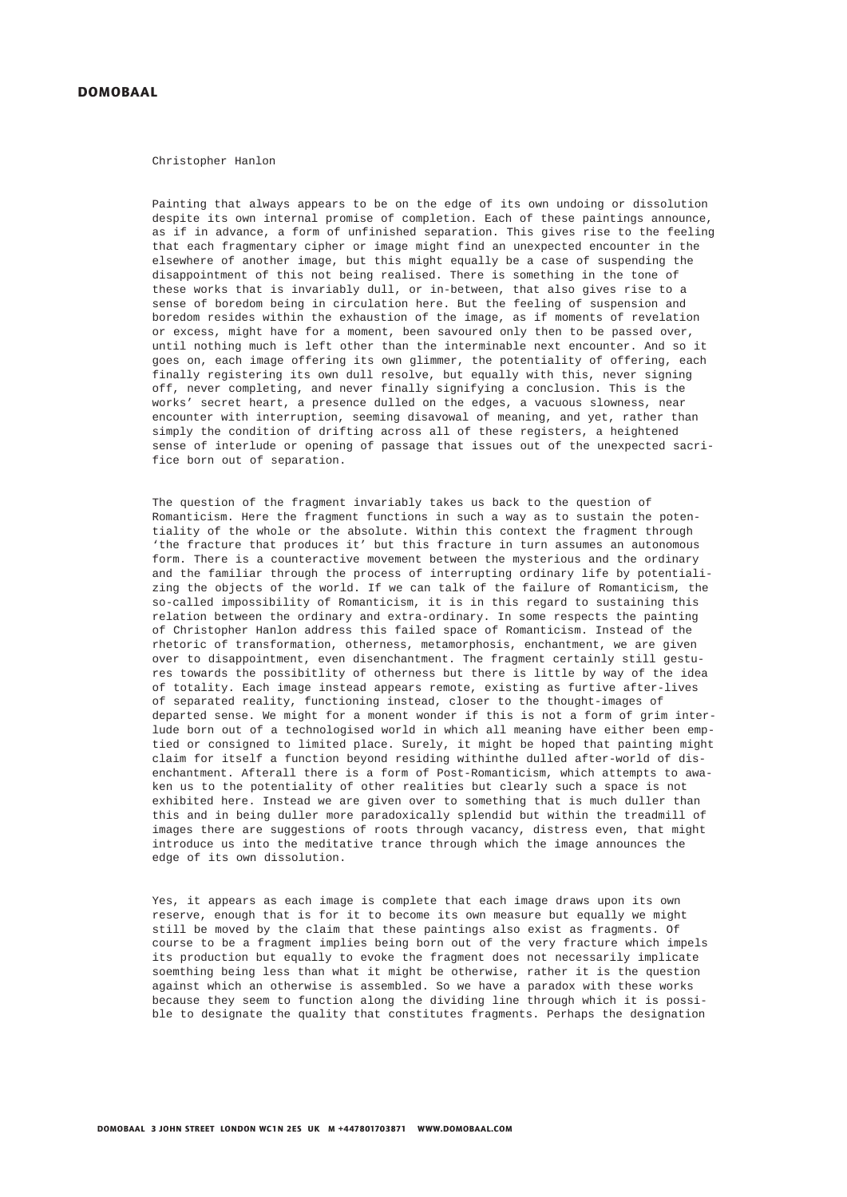Christopher Hanlon

Painting that always appears to be on the edge of its own undoing or dissolution despite its own internal promise of completion. Each of these paintings announce, as if in advance, a form of unfinished separation. This gives rise to the feeling that each fragmentary cipher or image might find an unexpected encounter in the elsewhere of another image, but this might equally be a case of suspending the disappointment of this not being realised. There is something in the tone of these works that is invariably dull, or in-between, that also gives rise to a sense of boredom being in circulation here. But the feeling of suspension and boredom resides within the exhaustion of the image, as if moments of revelation or excess, might have for a moment, been savoured only then to be passed over, until nothing much is left other than the interminable next encounter. And so it goes on, each image offering its own glimmer, the potentiality of offering, each finally registering its own dull resolve, but equally with this, never signing off, never completing, and never finally signifying a conclusion. This is the works' secret heart, a presence dulled on the edges, a vacuous slowness, near encounter with interruption, seeming disavowal of meaning, and yet, rather than simply the condition of drifting across all of these registers, a heightened sense of interlude or opening of passage that issues out of the unexpected sacrifice born out of separation.

The question of the fragment invariably takes us back to the question of Romanticism. Here the fragment functions in such a way as to sustain the potentiality of the whole or the absolute. Within this context the fragment through 'the fracture that produces it' but this fracture in turn assumes an autonomous form. There is a counteractive movement between the mysterious and the ordinary and the familiar through the process of interrupting ordinary life by potentializing the objects of the world. If we can talk of the failure of Romanticism, the so-called impossibility of Romanticism, it is in this regard to sustaining this relation between the ordinary and extra-ordinary. In some respects the painting of Christopher Hanlon address this failed space of Romanticism. Instead of the rhetoric of transformation, otherness, metamorphosis, enchantment, we are given over to disappointment, even disenchantment. The fragment certainly still gestures towards the possibitlity of otherness but there is little by way of the idea of totality. Each image instead appears remote, existing as furtive after-lives of separated reality, functioning instead, closer to the thought-images of departed sense. We might for a monent wonder if this is not a form of grim interlude born out of a technologised world in which all meaning have either been emptied or consigned to limited place. Surely, it might be hoped that painting might claim for itself a function beyond residing withinthe dulled after-world of disenchantment. Afterall there is a form of Post-Romanticism, which attempts to awaken us to the potentiality of other realities but clearly such a space is not exhibited here. Instead we are given over to something that is much duller than this and in being duller more paradoxically splendid but within the treadmill of images there are suggestions of roots through vacancy, distress even, that might introduce us into the meditative trance through which the image announces the edge of its own dissolution.

Yes, it appears as each image is complete that each image draws upon its own reserve, enough that is for it to become its own measure but equally we might still be moved by the claim that these paintings also exist as fragments. Of course to be a fragment implies being born out of the very fracture which impels its production but equally to evoke the fragment does not necessarily implicate soemthing being less than what it might be otherwise, rather it is the question against which an otherwise is assembled. So we have a paradox with these works because they seem to function along the dividing line through which it is possible to designate the quality that constitutes fragments. Perhaps the designation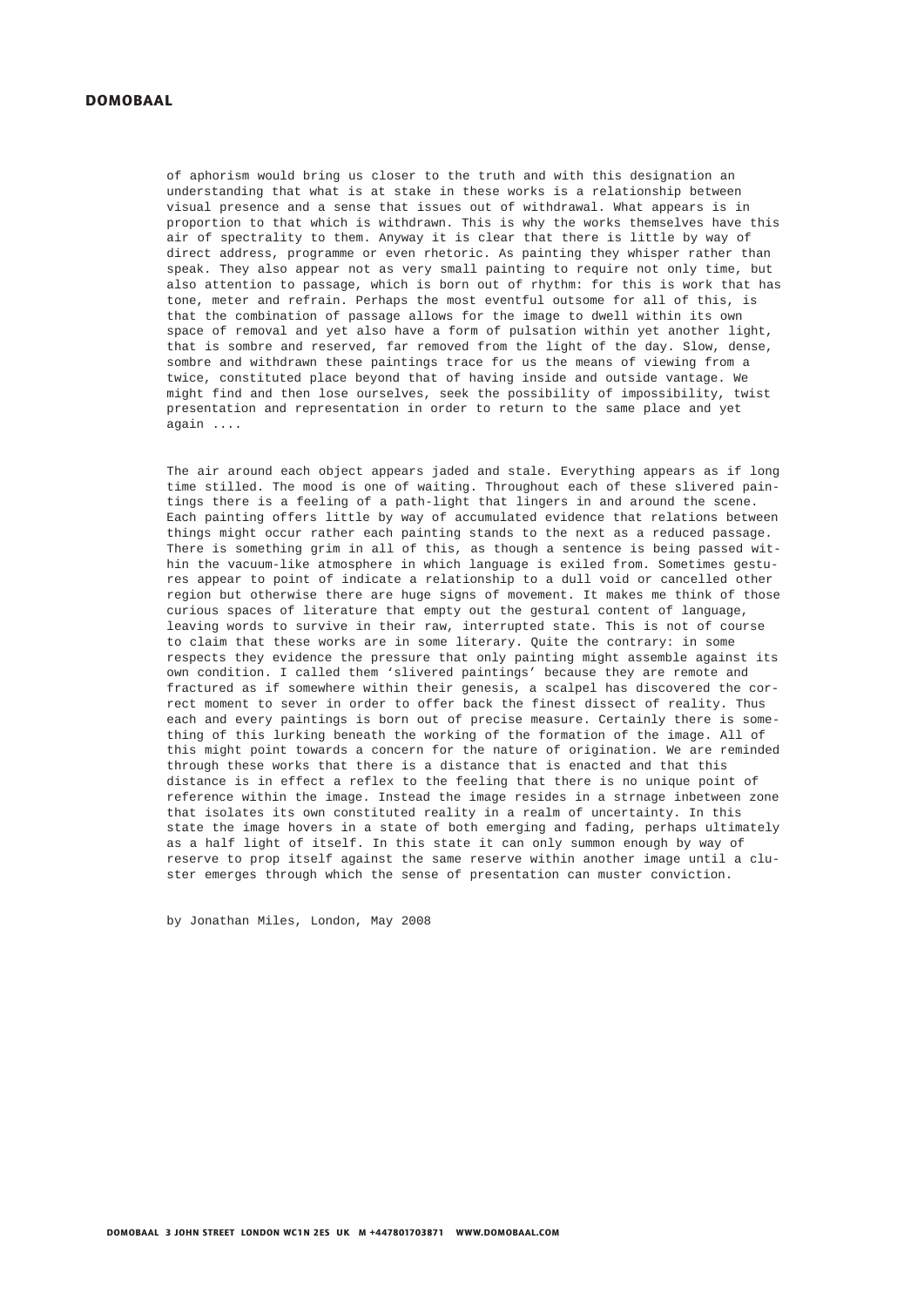of aphorism would bring us closer to the truth and with this designation an understanding that what is at stake in these works is a relationship between visual presence and a sense that issues out of withdrawal. What appears is in proportion to that which is withdrawn. This is why the works themselves have this air of spectrality to them. Anyway it is clear that there is little by way of direct address, programme or even rhetoric. As painting they whisper rather than speak. They also appear not as very small painting to require not only time, but also attention to passage, which is born out of rhythm: for this is work that has tone, meter and refrain. Perhaps the most eventful outsome for all of this, is that the combination of passage allows for the image to dwell within its own space of removal and yet also have a form of pulsation within yet another light, that is sombre and reserved, far removed from the light of the day. Slow, dense, sombre and withdrawn these paintings trace for us the means of viewing from a twice, constituted place beyond that of having inside and outside vantage. We might find and then lose ourselves, seek the possibility of impossibility, twist presentation and representation in order to return to the same place and yet again ....

The air around each object appears jaded and stale. Everything appears as if long time stilled. The mood is one of waiting. Throughout each of these slivered paintings there is a feeling of a path-light that lingers in and around the scene. Each painting offers little by way of accumulated evidence that relations between things might occur rather each painting stands to the next as a reduced passage. There is something grim in all of this, as though a sentence is being passed within the vacuum-like atmosphere in which language is exiled from. Sometimes gestures appear to point of indicate a relationship to a dull void or cancelled other region but otherwise there are huge signs of movement. It makes me think of those curious spaces of literature that empty out the gestural content of language, leaving words to survive in their raw, interrupted state. This is not of course to claim that these works are in some literary. Quite the contrary: in some respects they evidence the pressure that only painting might assemble against its own condition. I called them 'slivered paintings' because they are remote and fractured as if somewhere within their genesis, a scalpel has discovered the correct moment to sever in order to offer back the finest dissect of reality. Thus each and every paintings is born out of precise measure. Certainly there is something of this lurking beneath the working of the formation of the image. All of this might point towards a concern for the nature of origination. We are reminded through these works that there is a distance that is enacted and that this distance is in effect a reflex to the feeling that there is no unique point of reference within the image. Instead the image resides in a strnage inbetween zone that isolates its own constituted reality in a realm of uncertainty. In this state the image hovers in a state of both emerging and fading, perhaps ultimately as a half light of itself. In this state it can only summon enough by way of reserve to prop itself against the same reserve within another image until a cluster emerges through which the sense of presentation can muster conviction.

by Jonathan Miles, London, May 2008